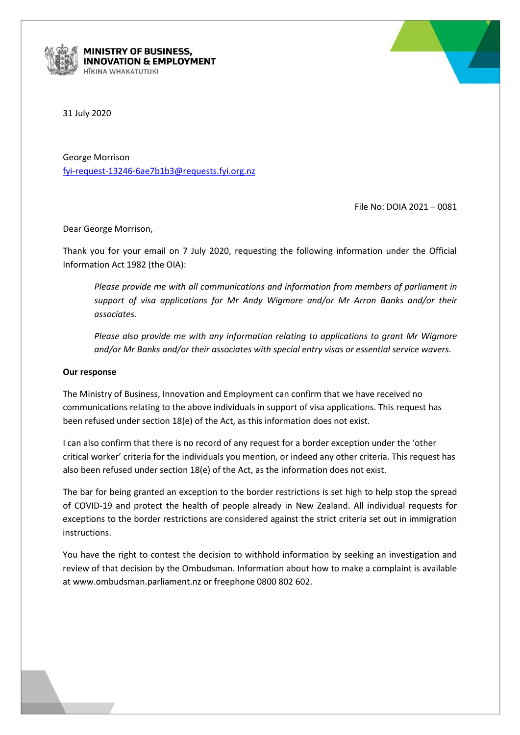**MINISTRY OF BUSINESS, INNOVATION & EMPLOYMENT**
HĪKINA WHAKATUTUKI

31 July 2020

George Morrison
fyi-request-13246-6ae7b1b3@requests.fyi.org.nz

File No: DOIA 2021 – 0081

Dear George Morrison,

Thank you for your email on 7 July 2020, requesting the following information under the Official Information Act 1982 (the OIA):

> *Please provide me with all communications and information from members of parliament in support of visa applications for Mr Andy Wigmore and/or Mr Arron Banks and/or their associates.*
>
> *Please also provide me with any information relating to applications to grant Mr Wigmore and/or Mr Banks and/or their associates with special entry visas or essential service wavers.*

**Our response**

The Ministry of Business, Innovation and Employment can confirm that we have received no communications relating to the above individuals in support of visa applications. This request has been refused under section 18(e) of the Act, as this information does not exist.

I can also confirm that there is no record of any request for a border exception under the 'other critical worker' criteria for the individuals you mention, or indeed any other criteria. This request has also been refused under section 18(e) of the Act, as the information does not exist.

The bar for being granted an exception to the border restrictions is set high to help stop the spread of COVID-19 and protect the health of people already in New Zealand. All individual requests for exceptions to the border restrictions are considered against the strict criteria set out in immigration instructions.

You have the right to contest the decision to withhold information by seeking an investigation and review of that decision by the Ombudsman. Information about how to make a complaint is available at www.ombudsman.parliament.nz or freephone 0800 802 602.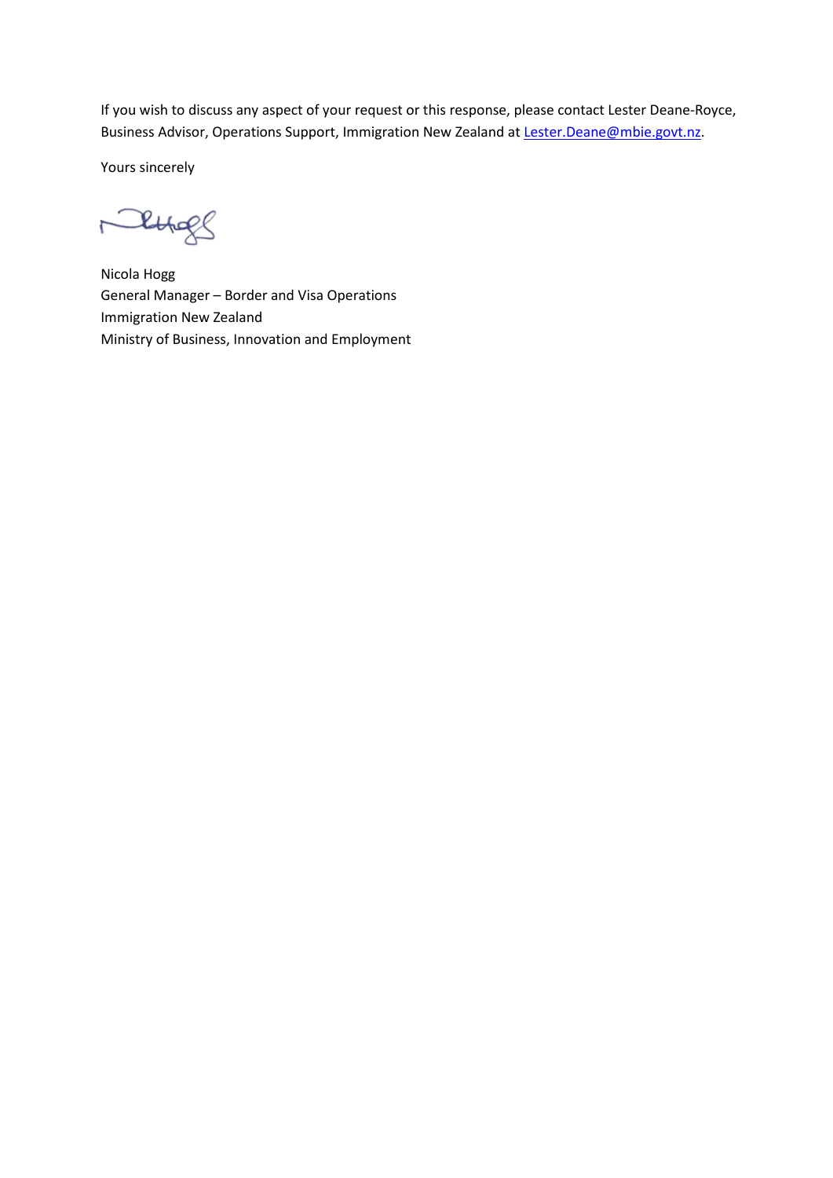If you wish to discuss any aspect of your request or this response, please contact Lester Deane-Royce, Business Advisor, Operations Support, Immigration New Zealand at Lester.Deane@mbie.govt.nz.

Yours sincerely

Nicola Hogg
General Manager – Border and Visa Operations
Immigration New Zealand
Ministry of Business, Innovation and Employment